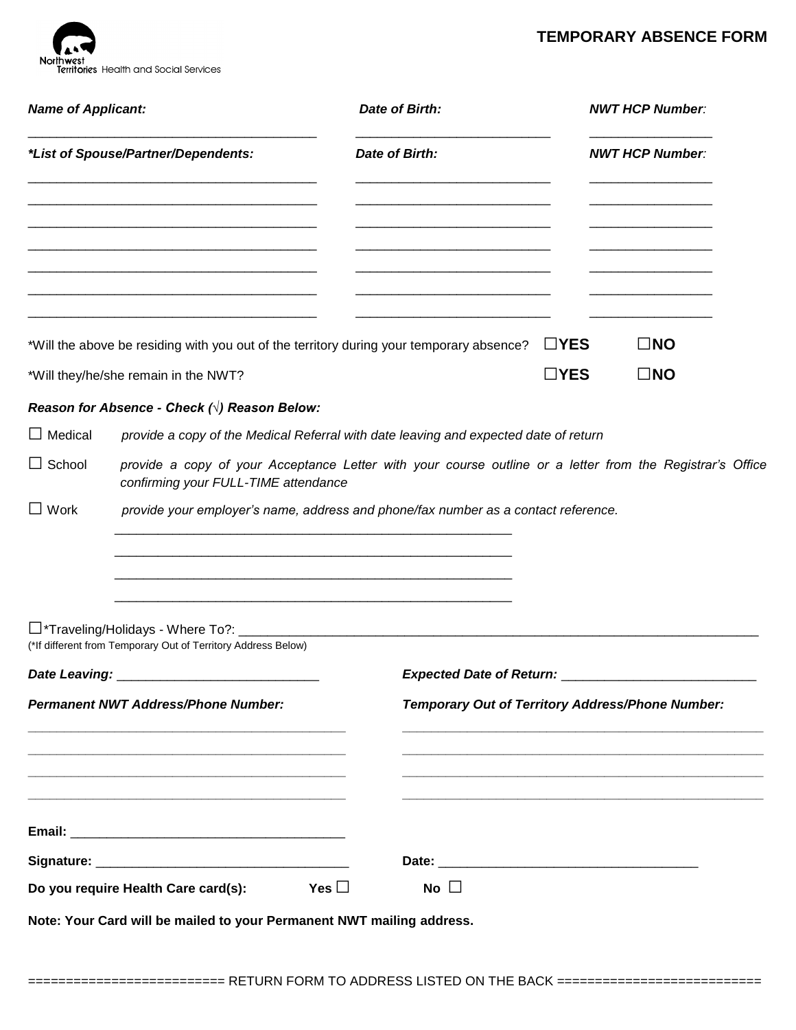Northwest Territories Health and Social Services

# TEMPORARY ABSENCE FORM

| ***Name of Applicant:*** | ***Date of Birth:*** | ***NWT HCP Number:*** |
|---|---|---|
| ______________________ | ______________________ | ______________ |

| ***\*List of Spouse/Partner/Dependents:*** | ***Date of Birth:*** | ***NWT HCP Number:*** |
|---|---|---|
| ______________________ | ______________________ | ______________ |
| ______________________ | ______________________ | ______________ |
| ______________________ | ______________________ | ______________ |
| ______________________ | ______________________ | ______________ |
| ______________________ | ______________________ | ______________ |
| ______________________ | ______________________ | ______________ |
| ______________________ | ______________________ | ______________ |

*Will the above be residing with you out of the territory during your temporary absence? ☐**YES** ☐**NO**

*Will they/he/she remain in the NWT? ☐**YES** ☐**NO**

***Reason for Absence - Check (√) Reason Below:***

☐ Medical *provide a copy of the Medical Referral with date leaving and expected date of return*

☐ School *provide a copy of your Acceptance Letter with your course outline or a letter from the Registrar's Office confirming your FULL-TIME attendance*

☐ Work *provide your employer's name, address and phone/fax number as a contact reference.*

______________________________________________

______________________________________________

______________________________________________

______________________________________________

☐*Traveling/Holidays - Where To?: ______________________________________________

(*If different from Temporary Out of Territory Address Below)

***Date Leaving:*** ______________________ ***Expected Date of Return:*** ______________________

| ***Permanent NWT Address/Phone Number:*** | ***Temporary Out of Territory Address/Phone Number:*** |
|---|---|
| ______________________________ | ______________________________ |
| ______________________________ | ______________________________ |
| ______________________________ | ______________________________ |
| ______________________________ | ______________________________ |

**Email:** ______________________________

**Signature:** ______________________________ **Date:** ______________________________

**Do you require Health Care card(s):** **Yes** ☐ **No** ☐

**Note: Your Card will be mailed to your Permanent NWT mailing address.**

======================== RETURN FORM TO ADDRESS LISTED ON THE BACK ========================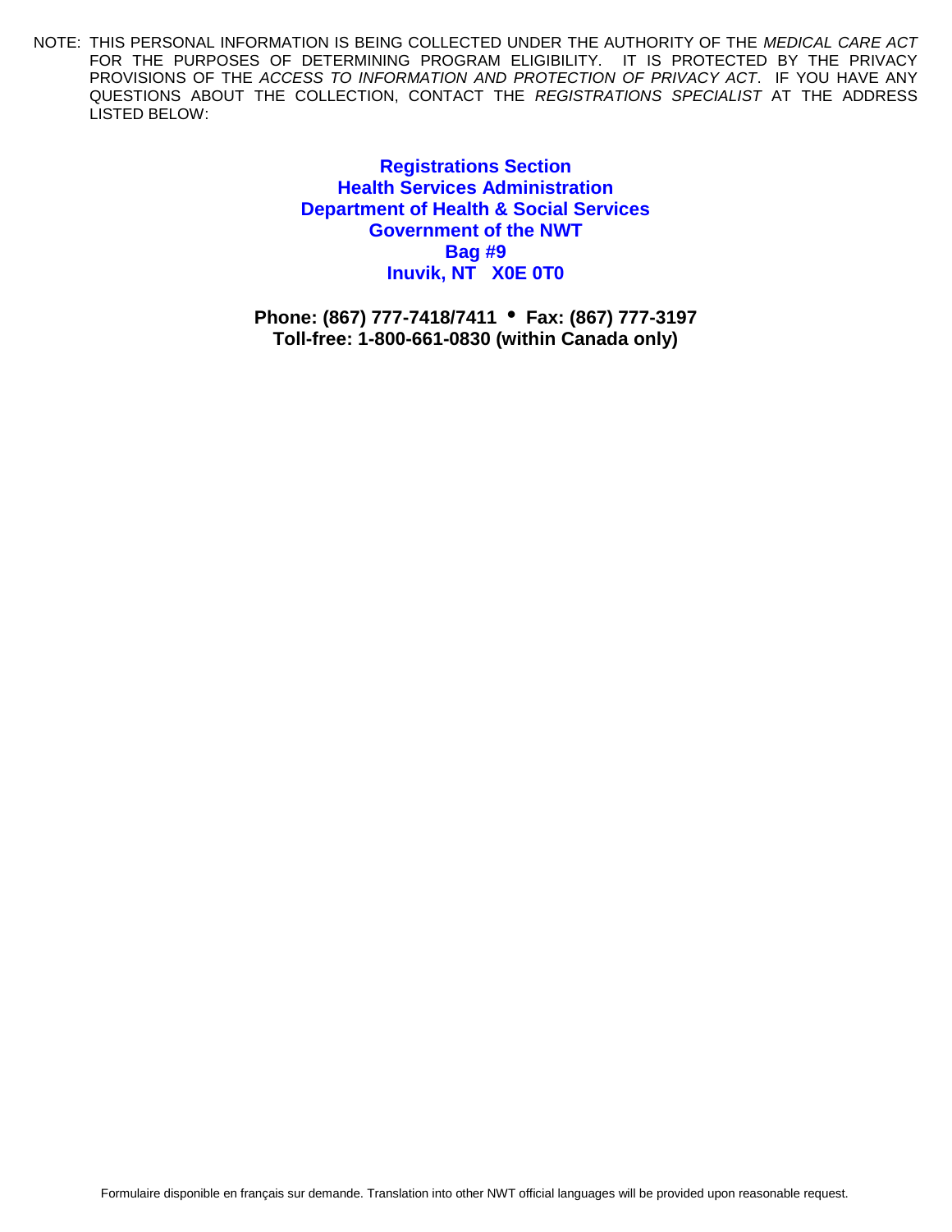NOTE: THIS PERSONAL INFORMATION IS BEING COLLECTED UNDER THE AUTHORITY OF THE *MEDICAL CARE ACT* FOR THE PURPOSES OF DETERMINING PROGRAM ELIGIBILITY. IT IS PROTECTED BY THE PRIVACY PROVISIONS OF THE *ACCESS TO INFORMATION AND PROTECTION OF PRIVACY ACT*. IF YOU HAVE ANY QUESTIONS ABOUT THE COLLECTION, CONTACT THE *REGISTRATIONS SPECIALIST* AT THE ADDRESS LISTED BELOW:

**Registrations Section**
**Health Services Administration**
**Department of Health & Social Services**
**Government of the NWT**
**Bag #9**
**Inuvik, NT X0E 0T0**

**Phone: (867) 777-7418/7411 • Fax: (867) 777-3197**
**Toll-free: 1-800-661-0830 (within Canada only)**

Formulaire disponible en français sur demande. Translation into other NWT official languages will be provided upon reasonable request.